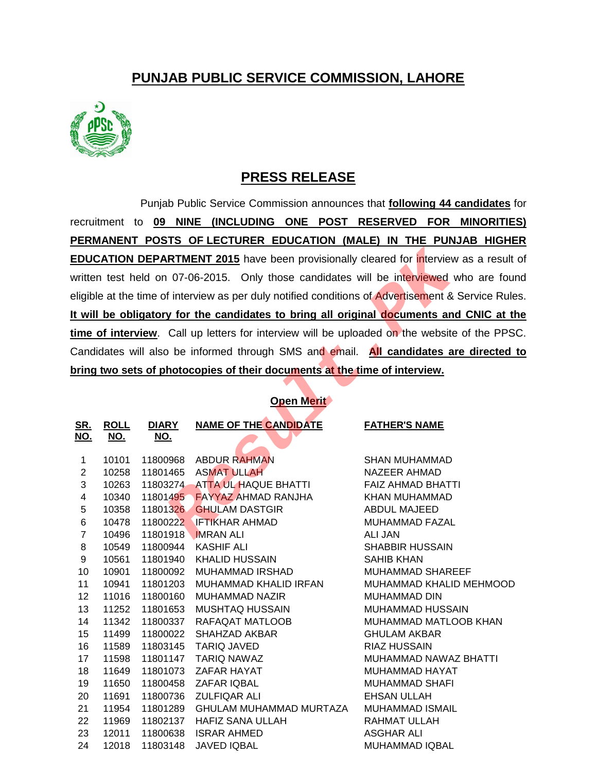# PUNJAB PUBLIC SERVICE COMMISSION, LAHORE

## PRESS RELEASE

Punjab Public Service Commission announces that **following 44 candidates** for recruitment to **09 NINE (INCLUDING ONE POST RESERVED FOR MINORITIES) PERMANENT POSTS OF LECTURER EDUCATION (MALE) IN THE PUNJAB HIGHER EDUCATION DEPARTMENT 2015** have been provisionally cleared for interview as a result of written test held on 07-06-2015. Only those candidates will be interviewed who are found eligible at the time of interview as per duly notified conditions of Advertisement & Service Rules. **It will be obligatory for the candidates to bring all original documents and CNIC at the time of interview**. Call up letters for interview will be uploaded on the website of the PPSC. Candidates will also be informed through SMS and email. **All candidates are directed to bring two sets of photocopies of their documents at the time of interview.**

### Open Merit

| SR. NO. | ROLL NO. | DIARY NO. | NAME OF THE CANDIDATE | FATHER'S NAME |
|---|---|---|---|---|
| 1 | 10101 | 11800968 | ABDUR RAHMAN | SHAN MUHAMMAD |
| 2 | 10258 | 11801465 | ASMAT ULLAH | NAZEER AHMAD |
| 3 | 10263 | 11803274 | ATTA UL HAQUE BHATTI | FAIZ AHMAD BHATTI |
| 4 | 10340 | 11801495 | FAYYAZ AHMAD RANJHA | KHAN MUHAMMAD |
| 5 | 10358 | 11801326 | GHULAM DASTGIR | ABDUL MAJEED |
| 6 | 10478 | 11800222 | IFTIKHAR AHMAD | MUHAMMAD FAZAL |
| 7 | 10496 | 11801918 | IMRAN ALI | ALI JAN |
| 8 | 10549 | 11800944 | KASHIF ALI | SHABBIR HUSSAIN |
| 9 | 10561 | 11801940 | KHALID HUSSAIN | SAHIB KHAN |
| 10 | 10901 | 11800092 | MUHAMMAD IRSHAD | MUHAMMAD SHAREEF |
| 11 | 10941 | 11801203 | MUHAMMAD KHALID IRFAN | MUHAMMAD KHALID MEHMOOD |
| 12 | 11016 | 11800160 | MUHAMMAD NAZIR | MUHAMMAD DIN |
| 13 | 11252 | 11801653 | MUSHTAQ HUSSAIN | MUHAMMAD HUSSAIN |
| 14 | 11342 | 11800337 | RAFAQAT MATLOOB | MUHAMMAD MATLOOB KHAN |
| 15 | 11499 | 11800022 | SHAHZAD AKBAR | GHULAM AKBAR |
| 16 | 11589 | 11803145 | TARIQ JAVED | RIAZ HUSSAIN |
| 17 | 11598 | 11801147 | TARIQ NAWAZ | MUHAMMAD NAWAZ BHATTI |
| 18 | 11649 | 11801073 | ZAFAR HAYAT | MUHAMMAD HAYAT |
| 19 | 11650 | 11800458 | ZAFAR IQBAL | MUHAMMAD SHAFI |
| 20 | 11691 | 11800736 | ZULFIQAR ALI | EHSAN ULLAH |
| 21 | 11954 | 11801289 | GHULAM MUHAMMAD MURTAZA | MUHAMMAD ISMAIL |
| 22 | 11969 | 11802137 | HAFIZ SANA ULLAH | RAHMAT ULLAH |
| 23 | 12011 | 11800638 | ISRAR AHMED | ASGHAR ALI |
| 24 | 12018 | 11803148 | JAVED IQBAL | MUHAMMAD IQBAL |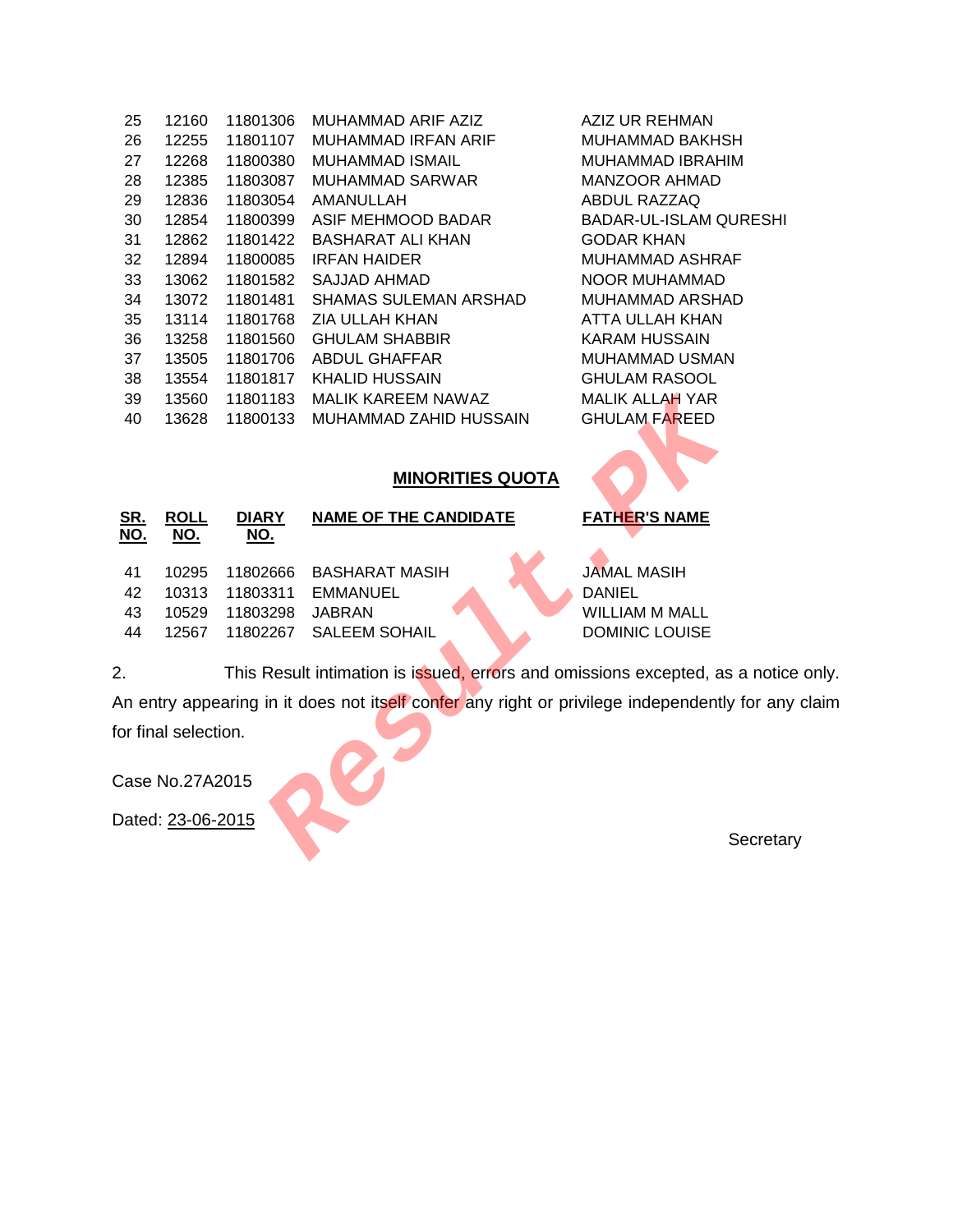| | | | | |
|---|---|---|---|---|
| 25 | 12160 | 11801306 | MUHAMMAD ARIF AZIZ | AZIZ UR REHMAN |
| 26 | 12255 | 11801107 | MUHAMMAD IRFAN ARIF | MUHAMMAD BAKHSH |
| 27 | 12268 | 11800380 | MUHAMMAD ISMAIL | MUHAMMAD IBRAHIM |
| 28 | 12385 | 11803087 | MUHAMMAD SARWAR | MANZOOR AHMAD |
| 29 | 12836 | 11803054 | AMANULLAH | ABDUL RAZZAQ |
| 30 | 12854 | 11800399 | ASIF MEHMOOD BADAR | BADAR-UL-ISLAM QURESHI |
| 31 | 12862 | 11801422 | BASHARAT ALI KHAN | GODAR KHAN |
| 32 | 12894 | 11800085 | IRFAN HAIDER | MUHAMMAD ASHRAF |
| 33 | 13062 | 11801582 | SAJJAD AHMAD | NOOR MUHAMMAD |
| 34 | 13072 | 11801481 | SHAMAS SULEMAN ARSHAD | MUHAMMAD ARSHAD |
| 35 | 13114 | 11801768 | ZIA ULLAH KHAN | ATTA ULLAH KHAN |
| 36 | 13258 | 11801560 | GHULAM SHABBIR | KARAM HUSSAIN |
| 37 | 13505 | 11801706 | ABDUL GHAFFAR | MUHAMMAD USMAN |
| 38 | 13554 | 11801817 | KHALID HUSSAIN | GHULAM RASOOL |
| 39 | 13560 | 11801183 | MALIK KAREEM NAWAZ | MALIK ALLAH YAR |
| 40 | 13628 | 11800133 | MUHAMMAD ZAHID HUSSAIN | GHULAM FAREED |

## MINORITIES QUOTA

| SR. NO. | ROLL NO. | DIARY NO. | NAME OF THE CANDIDATE | FATHER'S NAME |
|---|---|---|---|---|
| 41 | 10295 | 11802666 | BASHARAT MASIH | JAMAL MASIH |
| 42 | 10313 | 11803311 | EMMANUEL | DANIEL |
| 43 | 10529 | 11803298 | JABRAN | WILLIAM M MALL |
| 44 | 12567 | 11802267 | SALEEM SOHAIL | DOMINIC LOUISE |

2. This Result intimation is issued, errors and omissions excepted, as a notice only. An entry appearing in it does not itself confer any right or privilege independently for any claim for final selection.

Case No.27A2015

Dated: 23-06-2015

Secretary